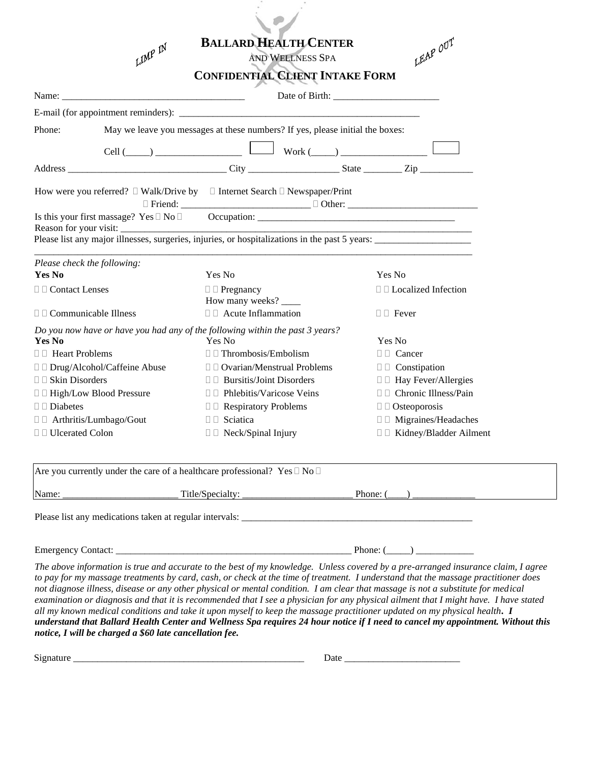LIMP IN

# BALLARD HEALTH CENTER

AND WELLNESS SPA

LEAP OUT

## CONFIDENTIAL CLIENT INTAKE FORM

Name: ____________________________________ Date of Birth: _____________________

E-mail (for appointment reminders): ______________________________________________

Phone: May we leave you messages at these numbers? If yes, please initial the boxes:

Cell (_____) _________________ ☐ Work (_____) _________________ ☐

Address _________________________________ City __________________ State ________ Zip ___________

How were you referred? ☐ Walk/Drive by ☐ Internet Search ☐ Newspaper/Print
☐ Friend: _________________________ ☐ Other: __________________________

Is this your first massage? Yes ☐ No ☐ Occupation: _________________________________________

Reason for your visit: ____________________________________________________________________

Please list any major illnesses, surgeries, injuries, or hospitalizations in the past 5 years: ____________________

_____________________________________________________________________________________

*Please check the following:*

| Yes No | Yes No | Yes No |
|---|---|---|
| ☐ ☐ Contact Lenses | ☐ ☐ Pregnancy How many weeks? ____ | ☐ ☐ Localized Infection |
| ☐ ☐ Communicable Illness | ☐ ☐ Acute Inflammation | ☐ ☐ Fever |

*Do you now have or have you had any of the following within the past 3 years?*

| Yes No | Yes No | Yes No |
|---|---|---|
| ☐ ☐ Heart Problems | ☐ ☐ Thrombosis/Embolism | ☐ ☐ Cancer |
| ☐ ☐ Drug/Alcohol/Caffeine Abuse | ☐ ☐ Ovarian/Menstrual Problems | ☐ ☐ Constipation |
| ☐ ☐ Skin Disorders | ☐ ☐ Bursitis/Joint Disorders | ☐ ☐ Hay Fever/Allergies |
| ☐ ☐ High/Low Blood Pressure | ☐ ☐ Phlebitis/Varicose Veins | ☐ ☐ Chronic Illness/Pain |
| ☐ ☐ Diabetes | ☐ ☐ Respiratory Problems | ☐ ☐ Osteoporosis |
| ☐ ☐ Arthritis/Lumbago/Gout | ☐ ☐ Sciatica | ☐ ☐ Migraines/Headaches |
| ☐ ☐ Ulcerated Colon | ☐ ☐ Neck/Spinal Injury | ☐ ☐ Kidney/Bladder Ailment |

Are you currently under the care of a healthcare professional? Yes ☐ No ☐

Name: _______________________ Title/Specialty: ______________________ Phone: (____) ____________

Please list any medications taken at regular intervals: _________________________________________________

Emergency Contact: ________________________________________________ Phone: (_____) ____________

*The above information is true and accurate to the best of my knowledge. Unless covered by a pre-arranged insurance claim, I agree to pay for my massage treatments by card, cash, or check at the time of treatment. I understand that the massage practitioner does not diagnose illness, disease or any other physical or mental condition. I am clear that massage is not a substitute for medical examination or diagnosis and that it is recommended that I see a physician for any physical ailment that I might have. I have stated all my known medical conditions and take it upon myself to keep the massage practitioner updated on my physical health.* ***I understand that Ballard Health Center and Wellness Spa requires 24 hour notice if I need to cancel my appointment. Without this notice, I will be charged a $60 late cancellation fee.***

Signature ________________________________________________ Date _______________________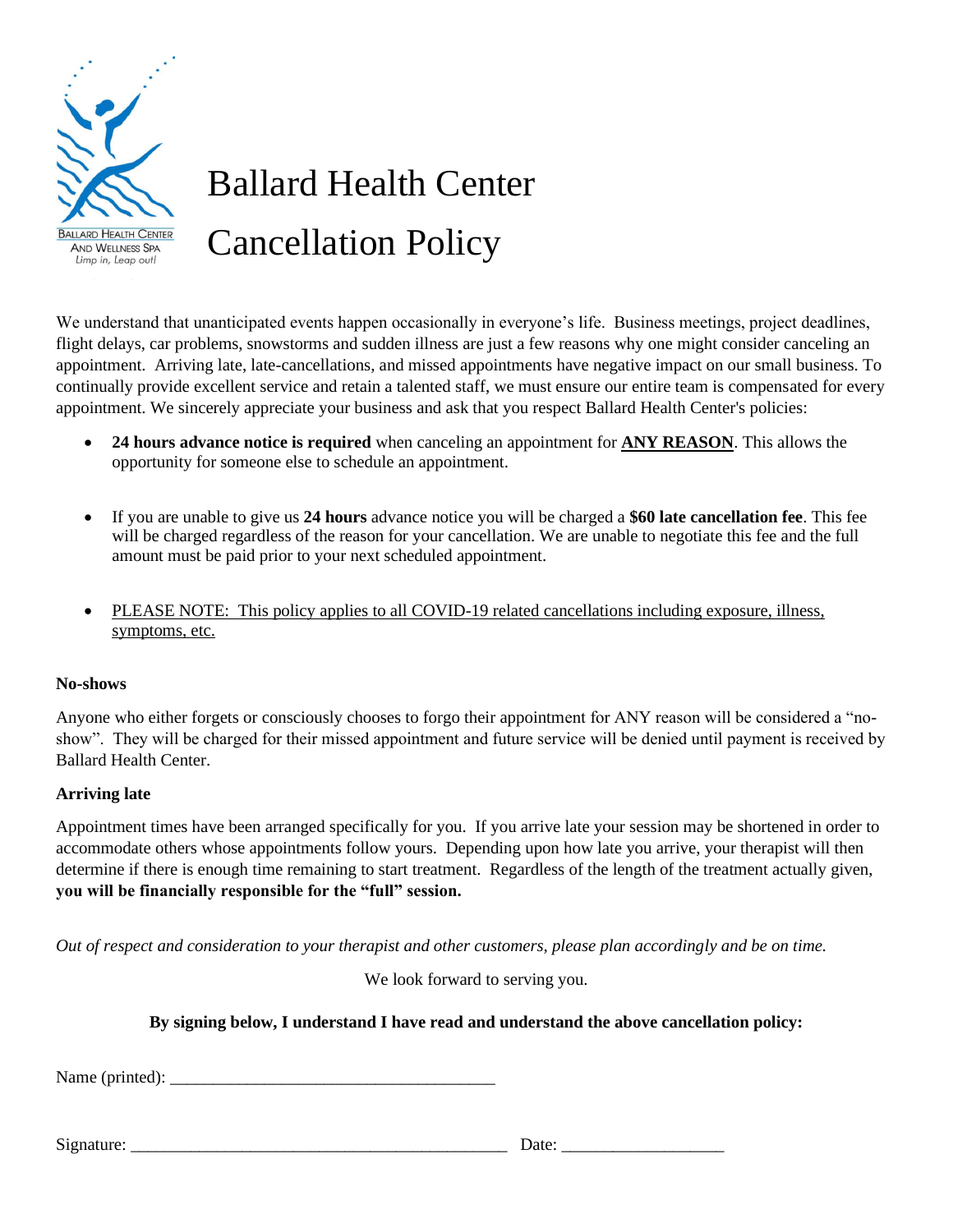BALLARD HEALTH CENTER
AND WELLNESS SPA
*Limp in, Leap out!*

# Ballard Health Center Cancellation Policy

We understand that unanticipated events happen occasionally in everyone's life. Business meetings, project deadlines, flight delays, car problems, snowstorms and sudden illness are just a few reasons why one might consider canceling an appointment. Arriving late, late-cancellations, and missed appointments have negative impact on our small business. To continually provide excellent service and retain a talented staff, we must ensure our entire team is compensated for every appointment. We sincerely appreciate your business and ask that you respect Ballard Health Center's policies:

- **24 hours advance notice is required** when canceling an appointment for **ANY REASON**. This allows the opportunity for someone else to schedule an appointment.
- If you are unable to give us **24 hours** advance notice you will be charged a **$60 late cancellation fee**. This fee will be charged regardless of the reason for your cancellation. We are unable to negotiate this fee and the full amount must be paid prior to your next scheduled appointment.
- PLEASE NOTE: This policy applies to all COVID-19 related cancellations including exposure, illness, symptoms, etc.

**No-shows**

Anyone who either forgets or consciously chooses to forgo their appointment for ANY reason will be considered a "no-show". They will be charged for their missed appointment and future service will be denied until payment is received by Ballard Health Center.

**Arriving late**

Appointment times have been arranged specifically for you. If you arrive late your session may be shortened in order to accommodate others whose appointments follow yours. Depending upon how late you arrive, your therapist will then determine if there is enough time remaining to start treatment. Regardless of the length of the treatment actually given, **you will be financially responsible for the "full" session.**

*Out of respect and consideration to your therapist and other customers, please plan accordingly and be on time.*

We look forward to serving you.

**By signing below, I understand I have read and understand the above cancellation policy:**

Name (printed): ______________________________________

Signature: ____________________________________________ Date: ___________________